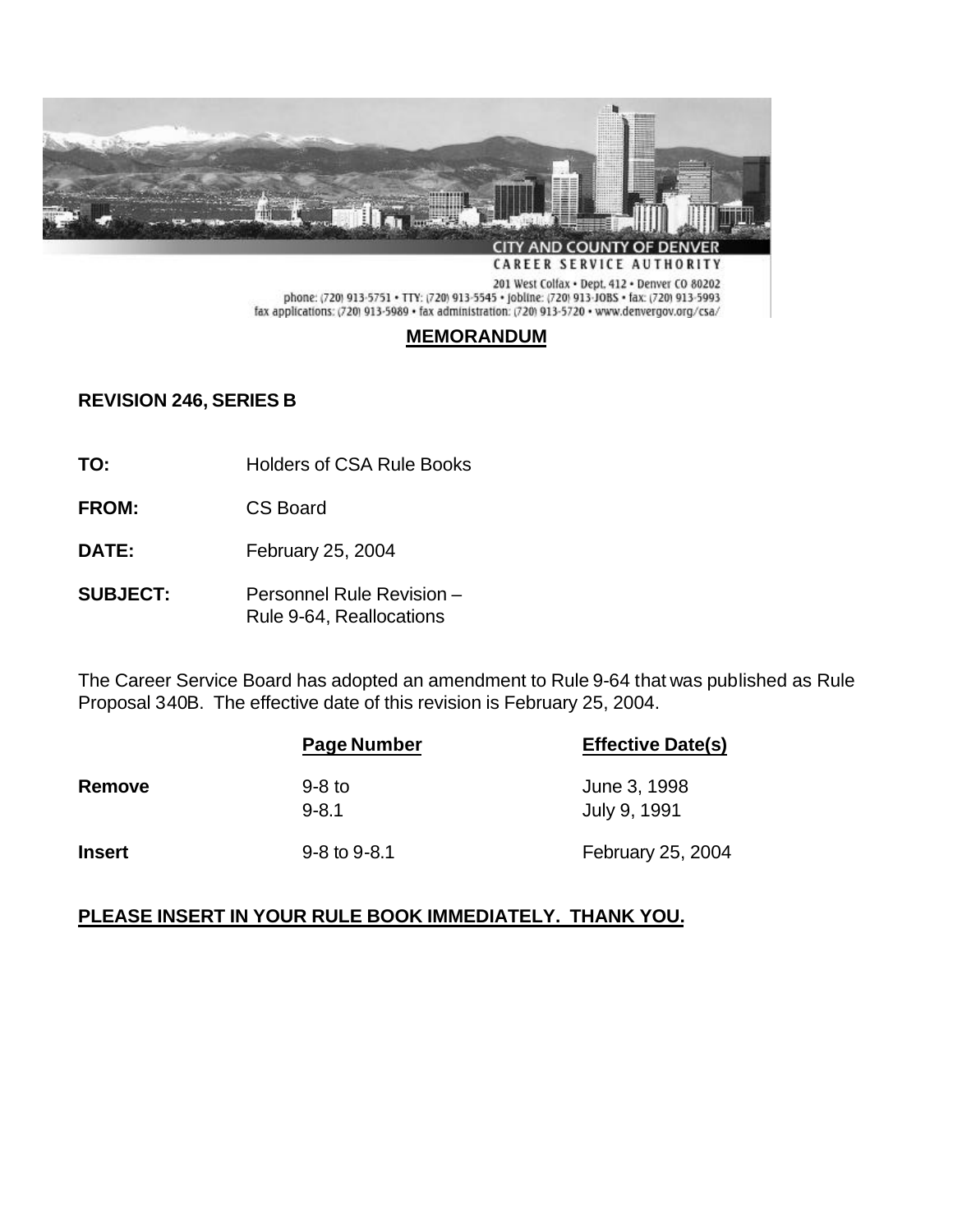CITY AND COUNTY OF DENVER
CAREER SERVICE AUTHORITY
201 West Colfax • Dept. 412 • Denver CO 80202
phone: (720) 913-5751 • TTY: (720) 913-5545 • Jobline: (720) 913-JOBS • fax: (720) 913-5993
fax applications: (720) 913-5989 • fax administration: (720) 913-5720 • www.denvergov.org/csa/

# MEMORANDUM

**REVISION 246, SERIES B**

**TO:** Holders of CSA Rule Books

**FROM:** CS Board

**DATE:** February 25, 2004

**SUBJECT:** Personnel Rule Revision – Rule 9-64, Reallocations

The Career Service Board has adopted an amendment to Rule 9-64 that was published as Rule Proposal 340B. The effective date of this revision is February 25, 2004.

| | Page Number | Effective Date(s) |
|---|---|---|
| **Remove** | 9-8 to<br>9-8.1 | June 3, 1998<br>July 9, 1991 |
| **Insert** | 9-8 to 9-8.1 | February 25, 2004 |

**PLEASE INSERT IN YOUR RULE BOOK IMMEDIATELY. THANK YOU.**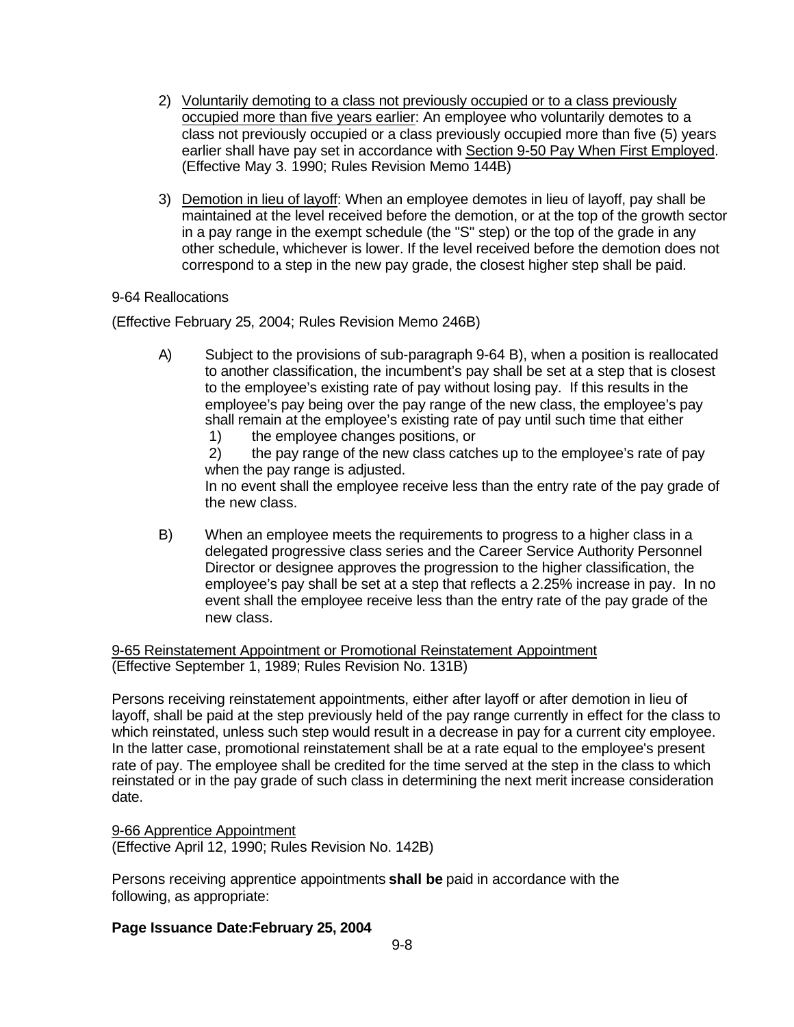2) Voluntarily demoting to a class not previously occupied or to a class previously occupied more than five years earlier: An employee who voluntarily demotes to a class not previously occupied or a class previously occupied more than five (5) years earlier shall have pay set in accordance with Section 9-50 Pay When First Employed. (Effective May 3. 1990; Rules Revision Memo 144B)

3) Demotion in lieu of layoff: When an employee demotes in lieu of layoff, pay shall be maintained at the level received before the demotion, or at the top of the growth sector in a pay range in the exempt schedule (the "S" step) or the top of the grade in any other schedule, whichever is lower. If the level received before the demotion does not correspond to a step in the new pay grade, the closest higher step shall be paid.

9-64 Reallocations

(Effective February 25, 2004; Rules Revision Memo 246B)

A) Subject to the provisions of sub-paragraph 9-64 B), when a position is reallocated to another classification, the incumbent's pay shall be set at a step that is closest to the employee's existing rate of pay without losing pay. If this results in the employee's pay being over the pay range of the new class, the employee's pay shall remain at the employee's existing rate of pay until such time that either
   1) the employee changes positions, or
   2) the pay range of the new class catches up to the employee's rate of pay when the pay range is adjusted.

   In no event shall the employee receive less than the entry rate of the pay grade of the new class.

B) When an employee meets the requirements to progress to a higher class in a delegated progressive class series and the Career Service Authority Personnel Director or designee approves the progression to the higher classification, the employee's pay shall be set at a step that reflects a 2.25% increase in pay. In no event shall the employee receive less than the entry rate of the pay grade of the new class.

9-65 Reinstatement Appointment or Promotional Reinstatement Appointment
(Effective September 1, 1989; Rules Revision No. 131B)

Persons receiving reinstatement appointments, either after layoff or after demotion in lieu of layoff, shall be paid at the step previously held of the pay range currently in effect for the class to which reinstated, unless such step would result in a decrease in pay for a current city employee. In the latter case, promotional reinstatement shall be at a rate equal to the employee's present rate of pay. The employee shall be credited for the time served at the step in the class to which reinstated or in the pay grade of such class in determining the next merit increase consideration date.

9-66 Apprentice Appointment
(Effective April 12, 1990; Rules Revision No. 142B)

Persons receiving apprentice appointments **shall be** paid in accordance with the following, as appropriate:

**Page Issuance Date:February 25, 2004**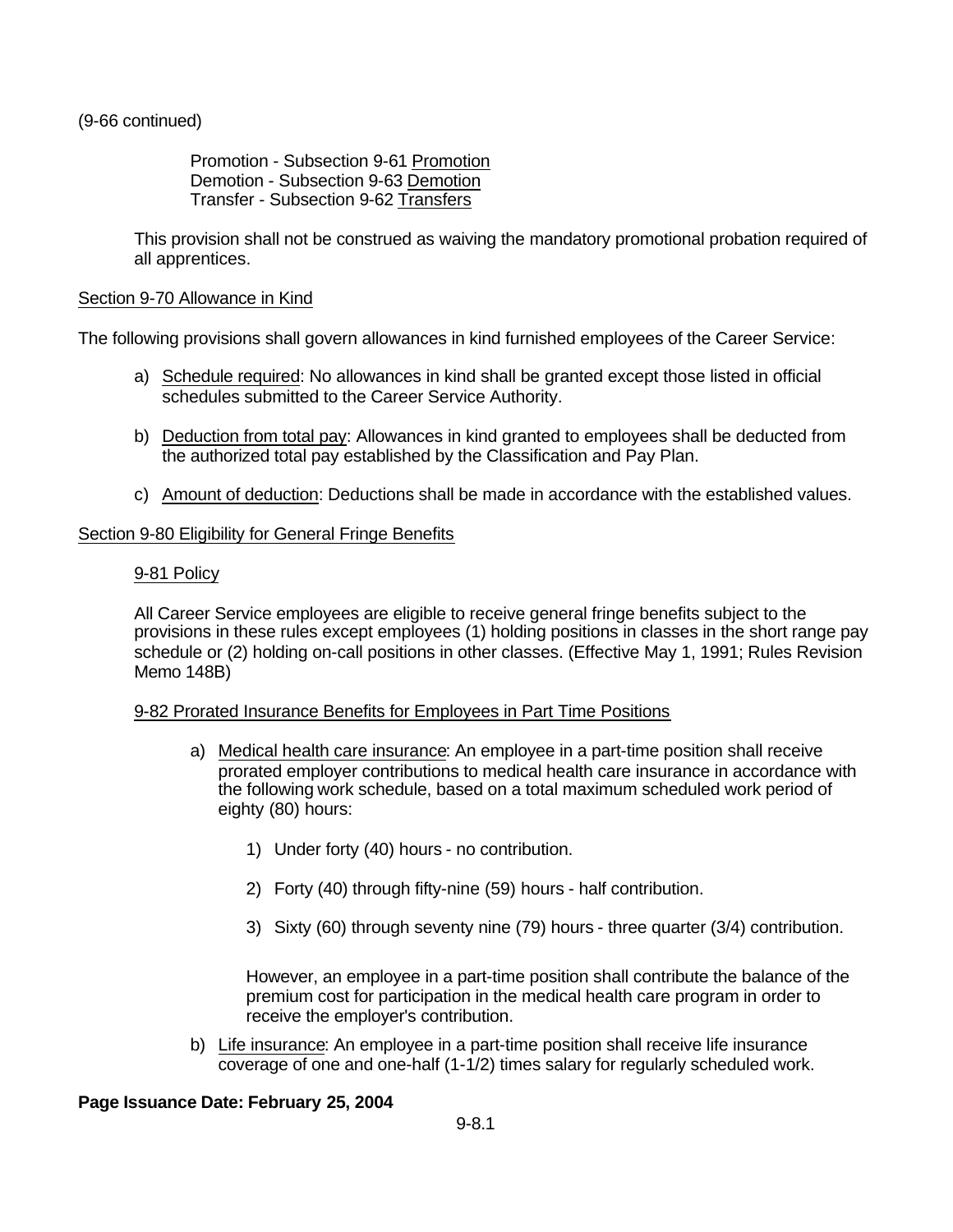(9-66 continued)

Promotion - Subsection 9-61 Promotion
Demotion - Subsection 9-63 Demotion
Transfer - Subsection 9-62 Transfers

This provision shall not be construed as waiving the mandatory promotional probation required of all apprentices.

## Section 9-70 Allowance in Kind

The following provisions shall govern allowances in kind furnished employees of the Career Service:

a) Schedule required: No allowances in kind shall be granted except those listed in official schedules submitted to the Career Service Authority.

b) Deduction from total pay: Allowances in kind granted to employees shall be deducted from the authorized total pay established by the Classification and Pay Plan.

c) Amount of deduction: Deductions shall be made in accordance with the established values.

## Section 9-80 Eligibility for General Fringe Benefits

### 9-81 Policy

All Career Service employees are eligible to receive general fringe benefits subject to the provisions in these rules except employees (1) holding positions in classes in the short range pay schedule or (2) holding on-call positions in other classes. (Effective May 1, 1991; Rules Revision Memo 148B)

### 9-82 Prorated Insurance Benefits for Employees in Part Time Positions

a) Medical health care insurance: An employee in a part-time position shall receive prorated employer contributions to medical health care insurance in accordance with the following work schedule, based on a total maximum scheduled work period of eighty (80) hours:

   1) Under forty (40) hours - no contribution.

   2) Forty (40) through fifty-nine (59) hours - half contribution.

   3) Sixty (60) through seventy nine (79) hours - three quarter (3/4) contribution.

   However, an employee in a part-time position shall contribute the balance of the premium cost for participation in the medical health care program in order to receive the employer's contribution.

b) Life insurance: An employee in a part-time position shall receive life insurance coverage of one and one-half (1-1/2) times salary for regularly scheduled work.

**Page Issuance Date: February 25, 2004**